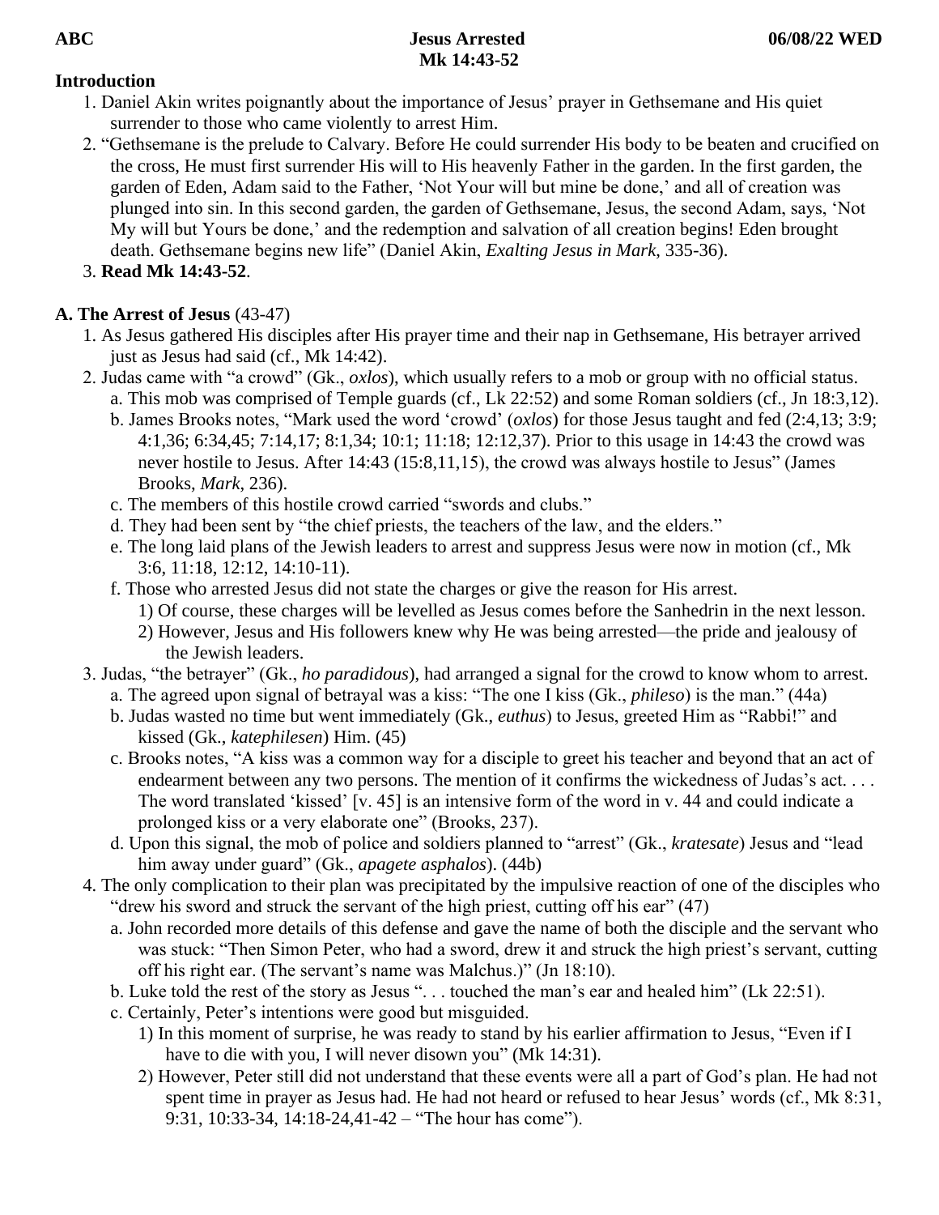**ABC** **Jesus Arrested** **06/08/22 WED**

**Mk 14:43-52**

**Introduction**

1. Daniel Akin writes poignantly about the importance of Jesus' prayer in Gethsemane and His quiet surrender to those who came violently to arrest Him.
2. "Gethsemane is the prelude to Calvary. Before He could surrender His body to be beaten and crucified on the cross, He must first surrender His will to His heavenly Father in the garden. In the first garden, the garden of Eden, Adam said to the Father, 'Not Your will but mine be done,' and all of creation was plunged into sin. In this second garden, the garden of Gethsemane, Jesus, the second Adam, says, 'Not My will but Yours be done,' and the redemption and salvation of all creation begins! Eden brought death. Gethsemane begins new life" (Daniel Akin, *Exalting Jesus in Mark*, 335-36).
3. **Read Mk 14:43-52**.

**A. The Arrest of Jesus** (43-47)

1. As Jesus gathered His disciples after His prayer time and their nap in Gethsemane, His betrayer arrived just as Jesus had said (cf., Mk 14:42).
2. Judas came with "a crowd" (Gk., *oxlos*), which usually refers to a mob or group with no official status.
   a. This mob was comprised of Temple guards (cf., Lk 22:52) and some Roman soldiers (cf., Jn 18:3,12).
   b. James Brooks notes, "Mark used the word 'crowd' (*oxlos*) for those Jesus taught and fed (2:4,13; 3:9; 4:1,36; 6:34,45; 7:14,17; 8:1,34; 10:1; 11:18; 12:12,37). Prior to this usage in 14:43 the crowd was never hostile to Jesus. After 14:43 (15:8,11,15), the crowd was always hostile to Jesus" (James Brooks, *Mark*, 236).
   c. The members of this hostile crowd carried "swords and clubs."
   d. They had been sent by "the chief priests, the teachers of the law, and the elders."
   e. The long laid plans of the Jewish leaders to arrest and suppress Jesus were now in motion (cf., Mk 3:6, 11:18, 12:12, 14:10-11).
   f. Those who arrested Jesus did not state the charges or give the reason for His arrest.
      1) Of course, these charges will be levelled as Jesus comes before the Sanhedrin in the next lesson.
      2) However, Jesus and His followers knew why He was being arrested—the pride and jealousy of the Jewish leaders.
3. Judas, "the betrayer" (Gk., *ho paradidous*), had arranged a signal for the crowd to know whom to arrest.
   a. The agreed upon signal of betrayal was a kiss: "The one I kiss (Gk., *phileso*) is the man." (44a)
   b. Judas wasted no time but went immediately (Gk., *euthus*) to Jesus, greeted Him as "Rabbi!" and kissed (Gk., *katephilesen*) Him. (45)
   c. Brooks notes, "A kiss was a common way for a disciple to greet his teacher and beyond that an act of endearment between any two persons. The mention of it confirms the wickedness of Judas's act. . . . The word translated 'kissed' [v. 45] is an intensive form of the word in v. 44 and could indicate a prolonged kiss or a very elaborate one" (Brooks, 237).
   d. Upon this signal, the mob of police and soldiers planned to "arrest" (Gk., *kratesate*) Jesus and "lead him away under guard" (Gk., *apagete asphalos*). (44b)
4. The only complication to their plan was precipitated by the impulsive reaction of one of the disciples who "drew his sword and struck the servant of the high priest, cutting off his ear" (47)
   a. John recorded more details of this defense and gave the name of both the disciple and the servant who was stuck: "Then Simon Peter, who had a sword, drew it and struck the high priest's servant, cutting off his right ear. (The servant's name was Malchus.)" (Jn 18:10).
   b. Luke told the rest of the story as Jesus ". . . touched the man's ear and healed him" (Lk 22:51).
   c. Certainly, Peter's intentions were good but misguided.
      1) In this moment of surprise, he was ready to stand by his earlier affirmation to Jesus, "Even if I have to die with you, I will never disown you" (Mk 14:31).
      2) However, Peter still did not understand that these events were all a part of God's plan. He had not spent time in prayer as Jesus had. He had not heard or refused to hear Jesus' words (cf., Mk 8:31, 9:31, 10:33-34, 14:18-24,41-42 – "The hour has come").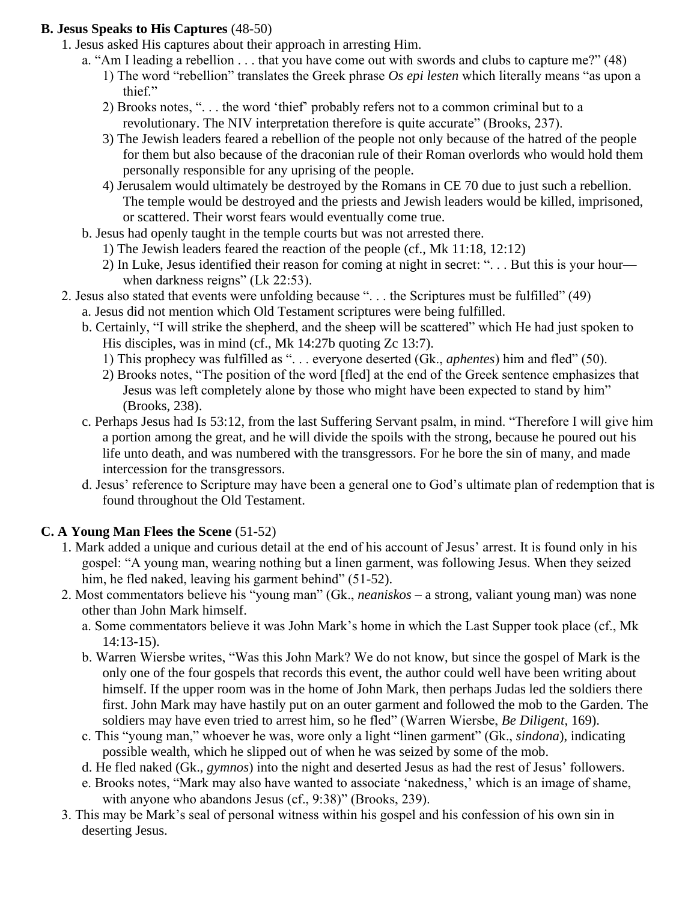**B. Jesus Speaks to His Captures** (48-50)

1. Jesus asked His captures about their approach in arresting Him.
   a. "Am I leading a rebellion . . . that you have come out with swords and clubs to capture me?" (48)
      1) The word "rebellion" translates the Greek phrase *Os epi lesten* which literally means "as upon a thief."
      2) Brooks notes, ". . . the word 'thief' probably refers not to a common criminal but to a revolutionary. The NIV interpretation therefore is quite accurate" (Brooks, 237).
      3) The Jewish leaders feared a rebellion of the people not only because of the hatred of the people for them but also because of the draconian rule of their Roman overlords who would hold them personally responsible for any uprising of the people.
      4) Jerusalem would ultimately be destroyed by the Romans in CE 70 due to just such a rebellion. The temple would be destroyed and the priests and Jewish leaders would be killed, imprisoned, or scattered. Their worst fears would eventually come true.
   b. Jesus had openly taught in the temple courts but was not arrested there.
      1) The Jewish leaders feared the reaction of the people (cf., Mk 11:18, 12:12)
      2) In Luke, Jesus identified their reason for coming at night in secret: ". . . But this is your hour—when darkness reigns" (Lk 22:53).
2. Jesus also stated that events were unfolding because ". . . the Scriptures must be fulfilled" (49)
   a. Jesus did not mention which Old Testament scriptures were being fulfilled.
   b. Certainly, "I will strike the shepherd, and the sheep will be scattered" which He had just spoken to His disciples, was in mind (cf., Mk 14:27b quoting Zc 13:7).
      1) This prophecy was fulfilled as ". . . everyone deserted (Gk., *aphentes*) him and fled" (50).
      2) Brooks notes, "The position of the word [fled] at the end of the Greek sentence emphasizes that Jesus was left completely alone by those who might have been expected to stand by him" (Brooks, 238).
   c. Perhaps Jesus had Is 53:12, from the last Suffering Servant psalm, in mind. "Therefore I will give him a portion among the great, and he will divide the spoils with the strong, because he poured out his life unto death, and was numbered with the transgressors. For he bore the sin of many, and made intercession for the transgressors.
   d. Jesus' reference to Scripture may have been a general one to God's ultimate plan of redemption that is found throughout the Old Testament.

**C. A Young Man Flees the Scene** (51-52)

1. Mark added a unique and curious detail at the end of his account of Jesus' arrest. It is found only in his gospel: "A young man, wearing nothing but a linen garment, was following Jesus. When they seized him, he fled naked, leaving his garment behind" (51-52).
2. Most commentators believe his "young man" (Gk., *neaniskos* – a strong, valiant young man) was none other than John Mark himself.
   a. Some commentators believe it was John Mark's home in which the Last Supper took place (cf., Mk 14:13-15).
   b. Warren Wiersbe writes, "Was this John Mark? We do not know, but since the gospel of Mark is the only one of the four gospels that records this event, the author could well have been writing about himself. If the upper room was in the home of John Mark, then perhaps Judas led the soldiers there first. John Mark may have hastily put on an outer garment and followed the mob to the Garden. The soldiers may have even tried to arrest him, so he fled" (Warren Wiersbe, *Be Diligent*, 169).
   c. This "young man," whoever he was, wore only a light "linen garment" (Gk., *sindona*), indicating possible wealth, which he slipped out of when he was seized by some of the mob.
   d. He fled naked (Gk., *gymnos*) into the night and deserted Jesus as had the rest of Jesus' followers.
   e. Brooks notes, "Mark may also have wanted to associate 'nakedness,' which is an image of shame, with anyone who abandons Jesus (cf., 9:38)" (Brooks, 239).
3. This may be Mark's seal of personal witness within his gospel and his confession of his own sin in deserting Jesus.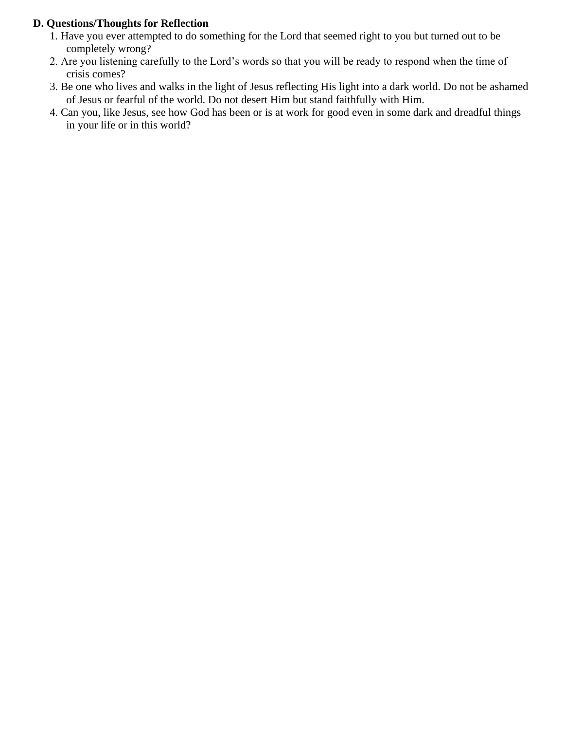**D. Questions/Thoughts for Reflection**

1. Have you ever attempted to do something for the Lord that seemed right to you but turned out to be completely wrong?
2. Are you listening carefully to the Lord's words so that you will be ready to respond when the time of crisis comes?
3. Be one who lives and walks in the light of Jesus reflecting His light into a dark world. Do not be ashamed of Jesus or fearful of the world. Do not desert Him but stand faithfully with Him.
4. Can you, like Jesus, see how God has been or is at work for good even in some dark and dreadful things in your life or in this world?